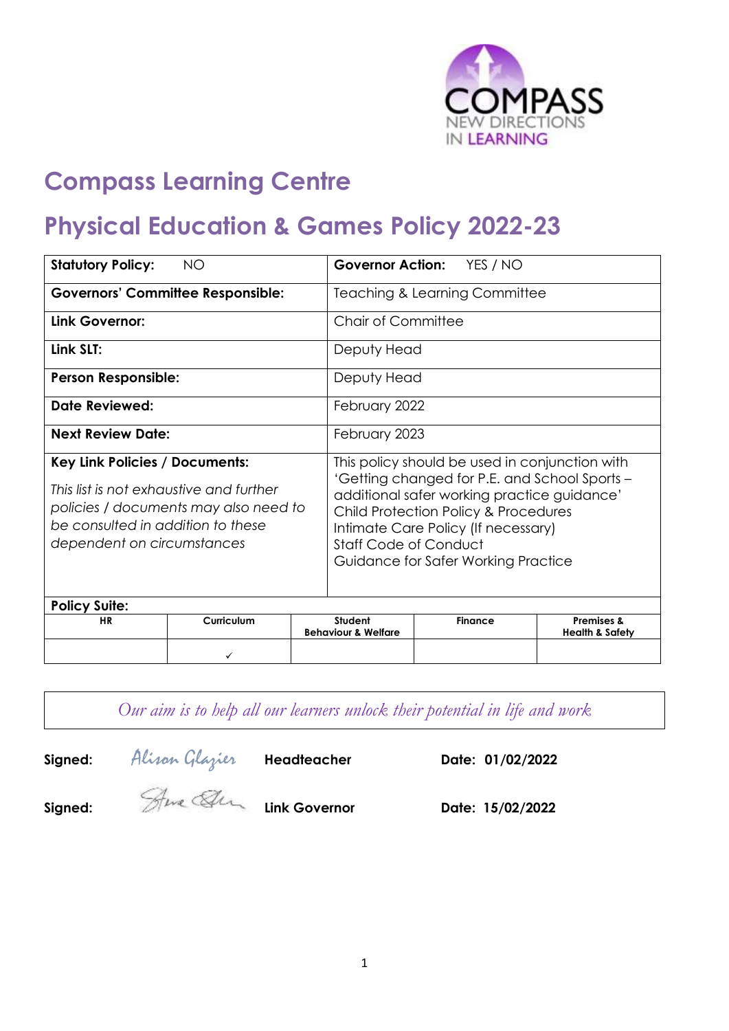# Compass Learning Centre

# Physical Education & Games Policy 2022-23

| **Statutory Policy:** NO | **Governor Action:** YES / NO |
|---|---|
| **Governors' Committee Responsible:** | Teaching & Learning Committee |
| **Link Governor:** | Chair of Committee |
| **Link SLT:** | Deputy Head |
| **Person Responsible:** | Deputy Head |
| **Date Reviewed:** | February 2022 |
| **Next Review Date:** | February 2023 |
| **Key Link Policies / Documents:** *This list is not exhaustive and further policies / documents may also need to be consulted in addition to these dependent on circumstances* | This policy should be used in conjunction with 'Getting changed for P.E. and School Sports – additional safer working practice guidance' Child Protection Policy & Procedures Intimate Care Policy (If necessary) Staff Code of Conduct Guidance for Safer Working Practice |

**Policy Suite:**

| HR | Curriculum | Student Behaviour & Welfare | Finance | Premises & Health & Safety |
|---|---|---|---|---|
| | ✓ | | | |

*Our aim is to help all our learners unlock their potential in life and work*

**Signed:** Alison Glazier **Headteacher** **Date: 01/02/2022**

**Signed:** [signature] **Link Governor** **Date: 15/02/2022**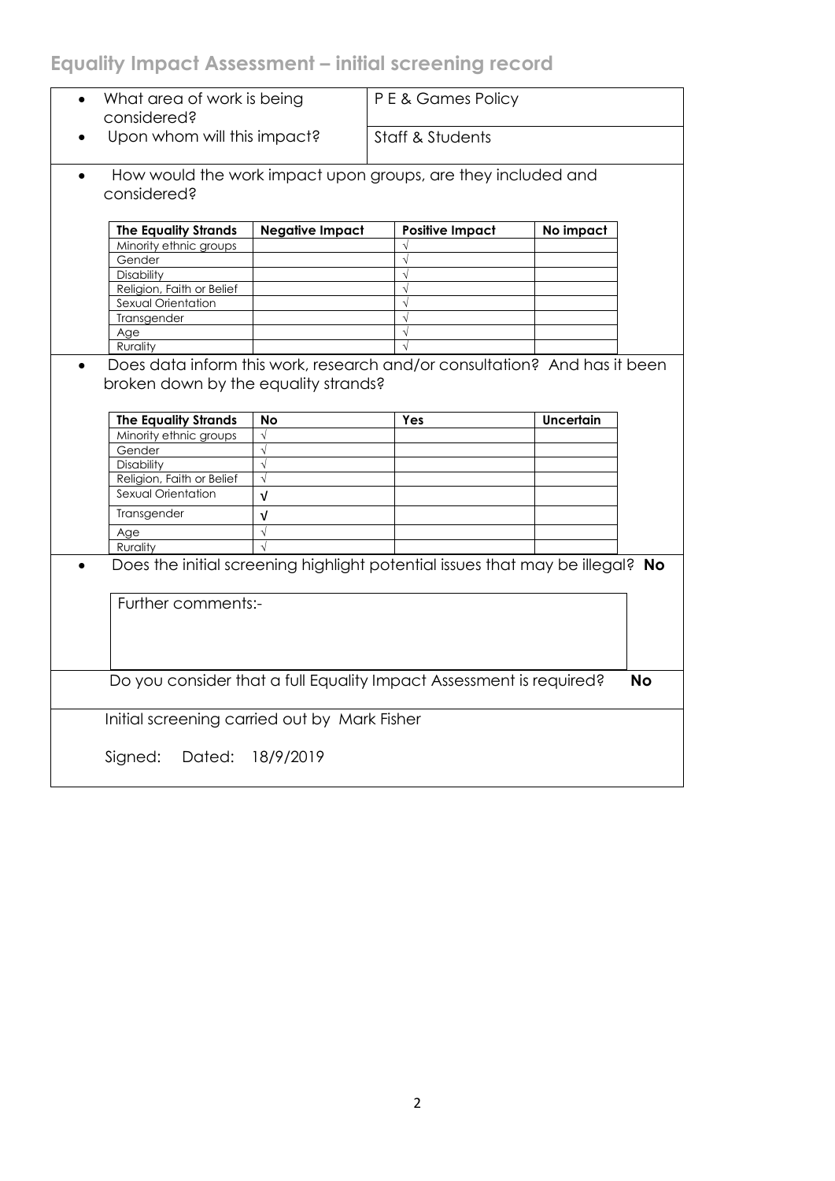## Equality Impact Assessment – initial screening record

| | |
|---|---|
| • What area of work is being considered? | P E & Games Policy |
| • Upon whom will this impact? | Staff & Students |

- How would the work impact upon groups, are they included and considered?

| The Equality Strands | Negative Impact | Positive Impact | No impact |
|---|---|---|---|
| Minority ethnic groups | | √ | |
| Gender | | √ | |
| Disability | | √ | |
| Religion, Faith or Belief | | √ | |
| Sexual Orientation | | √ | |
| Transgender | | √ | |
| Age | | √ | |
| Rurality | | √ | |

- Does data inform this work, research and/or consultation? And has it been broken down by the equality strands?

| The Equality Strands | No | Yes | Uncertain |
|---|---|---|---|
| Minority ethnic groups | √ | | |
| Gender | √ | | |
| Disability | √ | | |
| Religion, Faith or Belief | √ | | |
| Sexual Orientation | √ | | |
| Transgender | √ | | |
| Age | √ | | |
| Rurality | √ | | |

- Does the initial screening highlight potential issues that may be illegal? **No**

Further comments:-

Do you consider that a full Equality Impact Assessment is required? **No**

Initial screening carried out by Mark Fisher

Signed: Dated: 18/9/2019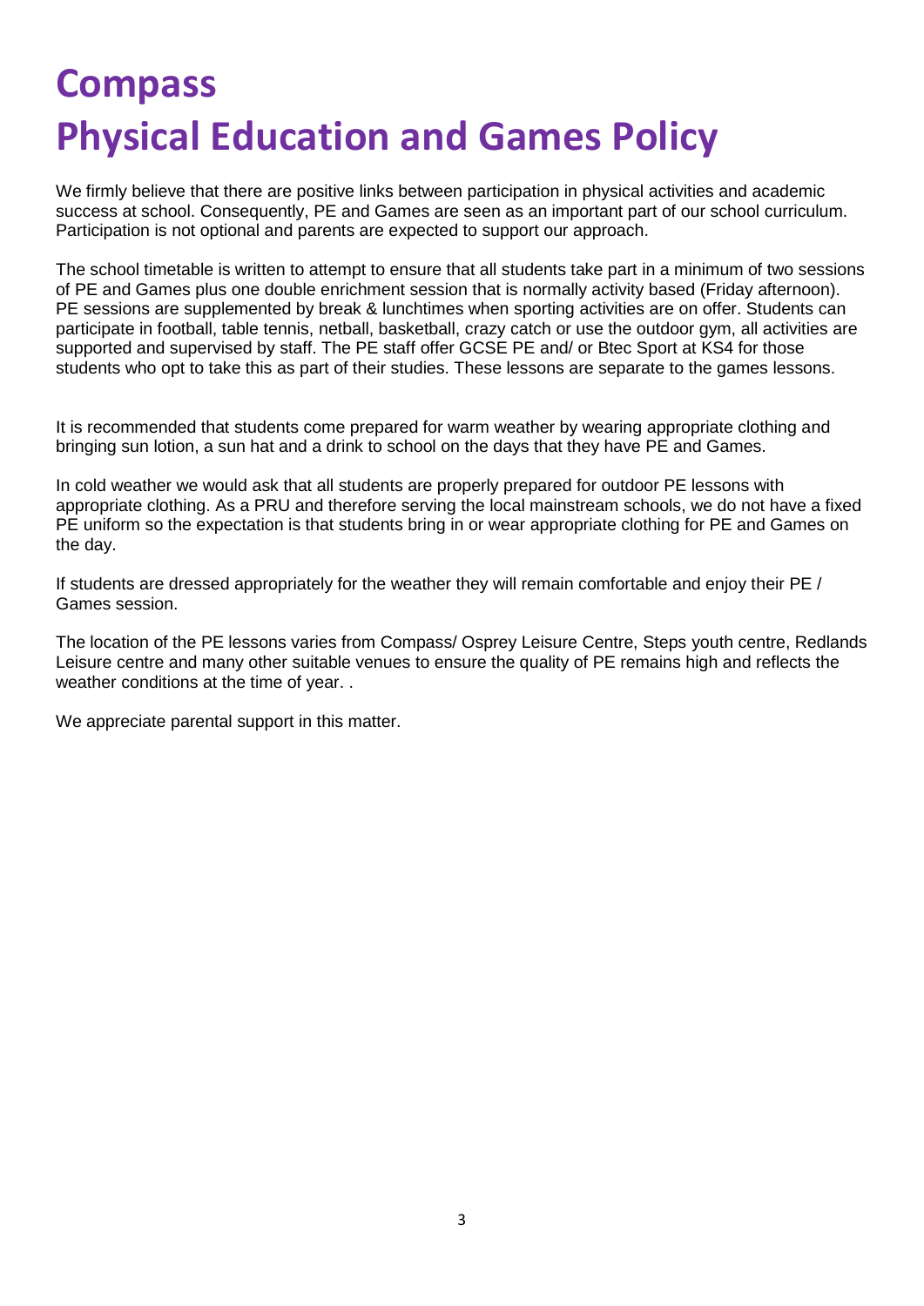# Compass
# Physical Education and Games Policy

We firmly believe that there are positive links between participation in physical activities and academic success at school. Consequently, PE and Games are seen as an important part of our school curriculum. Participation is not optional and parents are expected to support our approach.

The school timetable is written to attempt to ensure that all students take part in a minimum of two sessions of PE and Games plus one double enrichment session that is normally activity based (Friday afternoon). PE sessions are supplemented by break & lunchtimes when sporting activities are on offer. Students can participate in football, table tennis, netball, basketball, crazy catch or use the outdoor gym, all activities are supported and supervised by staff. The PE staff offer GCSE PE and/ or Btec Sport at KS4 for those students who opt to take this as part of their studies. These lessons are separate to the games lessons.

It is recommended that students come prepared for warm weather by wearing appropriate clothing and bringing sun lotion, a sun hat and a drink to school on the days that they have PE and Games.

In cold weather we would ask that all students are properly prepared for outdoor PE lessons with appropriate clothing. As a PRU and therefore serving the local mainstream schools, we do not have a fixed PE uniform so the expectation is that students bring in or wear appropriate clothing for PE and Games on the day.

If students are dressed appropriately for the weather they will remain comfortable and enjoy their PE / Games session.

The location of the PE lessons varies from Compass/ Osprey Leisure Centre, Steps youth centre, Redlands Leisure centre and many other suitable venues to ensure the quality of PE remains high and reflects the weather conditions at the time of year. .

We appreciate parental support in this matter.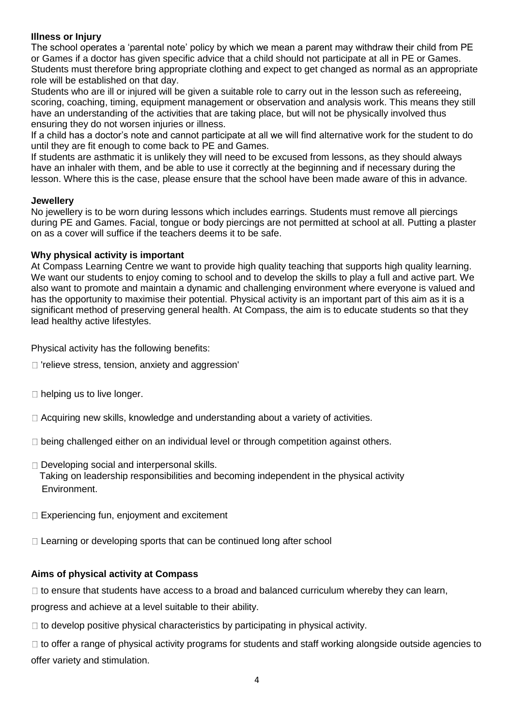**Illness or Injury**

The school operates a 'parental note' policy by which we mean a parent may withdraw their child from PE or Games if a doctor has given specific advice that a child should not participate at all in PE or Games. Students must therefore bring appropriate clothing and expect to get changed as normal as an appropriate role will be established on that day.

Students who are ill or injured will be given a suitable role to carry out in the lesson such as refereeing, scoring, coaching, timing, equipment management or observation and analysis work. This means they still have an understanding of the activities that are taking place, but will not be physically involved thus ensuring they do not worsen injuries or illness.

If a child has a doctor's note and cannot participate at all we will find alternative work for the student to do until they are fit enough to come back to PE and Games.

If students are asthmatic it is unlikely they will need to be excused from lessons, as they should always have an inhaler with them, and be able to use it correctly at the beginning and if necessary during the lesson. Where this is the case, please ensure that the school have been made aware of this in advance.

**Jewellery**

No jewellery is to be worn during lessons which includes earrings. Students must remove all piercings during PE and Games. Facial, tongue or body piercings are not permitted at school at all. Putting a plaster on as a cover will suffice if the teachers deems it to be safe.

**Why physical activity is important**

At Compass Learning Centre we want to provide high quality teaching that supports high quality learning. We want our students to enjoy coming to school and to develop the skills to play a full and active part. We also want to promote and maintain a dynamic and challenging environment where everyone is valued and has the opportunity to maximise their potential. Physical activity is an important part of this aim as it is a significant method of preserving general health. At Compass, the aim is to educate students so that they lead healthy active lifestyles.

Physical activity has the following benefits:

- 'relieve stress, tension, anxiety and aggression'
- helping us to live longer.
- Acquiring new skills, knowledge and understanding about a variety of activities.
- being challenged either on an individual level or through competition against others.
- Developing social and interpersonal skills.
  Taking on leadership responsibilities and becoming independent in the physical activity Environment.
- Experiencing fun, enjoyment and excitement
- Learning or developing sports that can be continued long after school

**Aims of physical activity at Compass**

- to ensure that students have access to a broad and balanced curriculum whereby they can learn, progress and achieve at a level suitable to their ability.
- to develop positive physical characteristics by participating in physical activity.
- to offer a range of physical activity programs for students and staff working alongside outside agencies to offer variety and stimulation.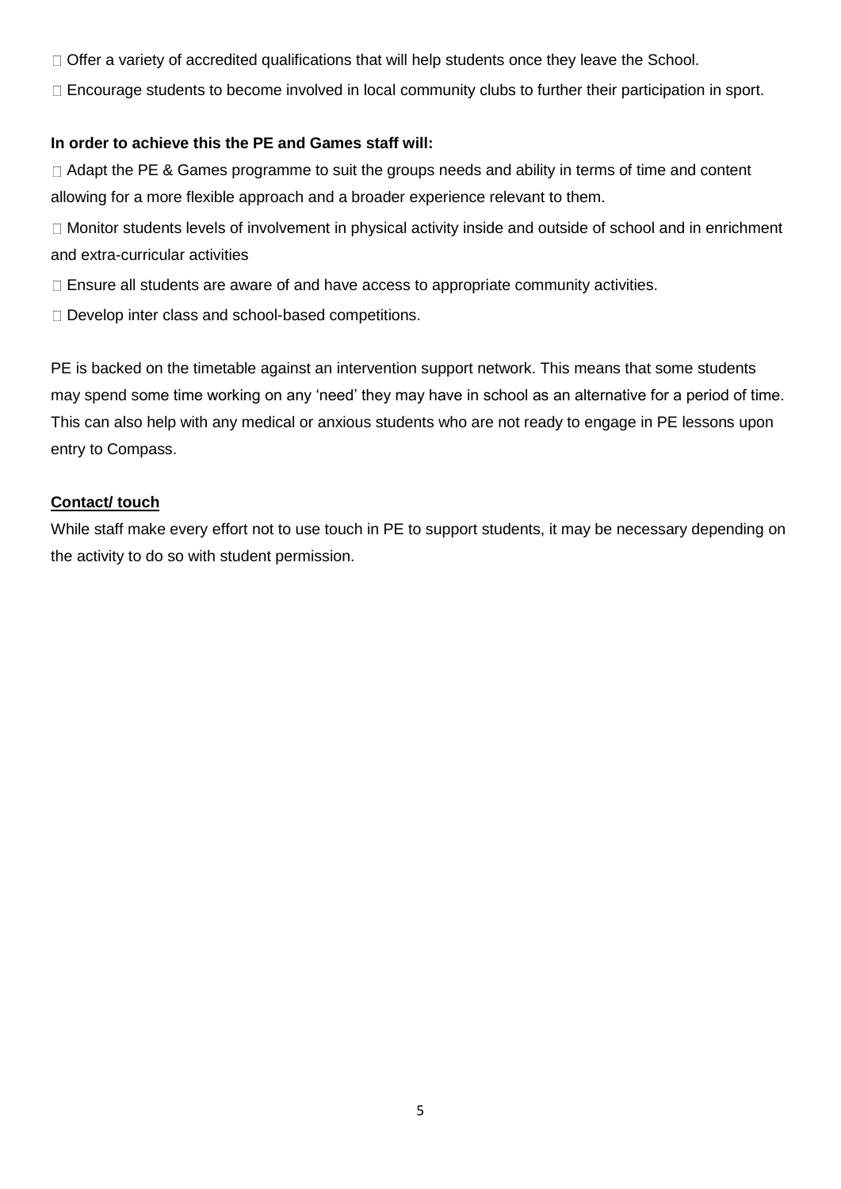- Offer a variety of accredited qualifications that will help students once they leave the School.
- Encourage students to become involved in local community clubs to further their participation in sport.

**In order to achieve this the PE and Games staff will:**

- Adapt the PE & Games programme to suit the groups needs and ability in terms of time and content allowing for a more flexible approach and a broader experience relevant to them.
- Monitor students levels of involvement in physical activity inside and outside of school and in enrichment and extra-curricular activities
- Ensure all students are aware of and have access to appropriate community activities.
- Develop inter class and school-based competitions.

PE is backed on the timetable against an intervention support network. This means that some students may spend some time working on any 'need' they may have in school as an alternative for a period of time. This can also help with any medical or anxious students who are not ready to engage in PE lessons upon entry to Compass.

**Contact/ touch**

While staff make every effort not to use touch in PE to support students, it may be necessary depending on the activity to do so with student permission.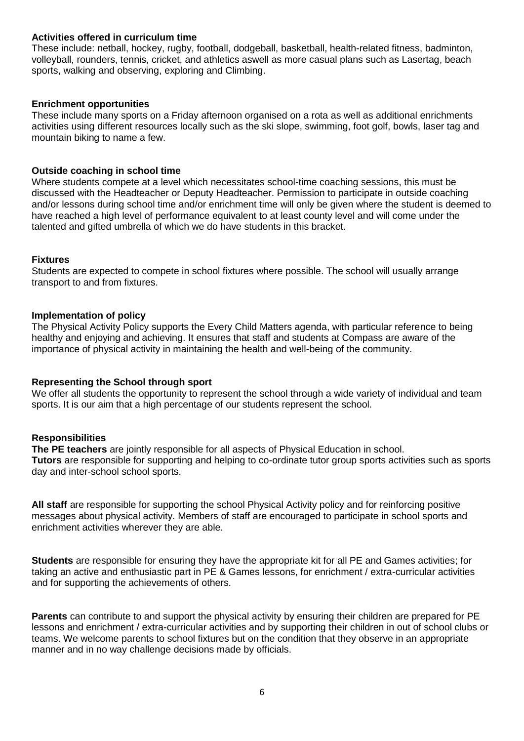**Activities offered in curriculum time**

These include: netball, hockey, rugby, football, dodgeball, basketball, health-related fitness, badminton, volleyball, rounders, tennis, cricket, and athletics aswell as more casual plans such as Lasertag, beach sports, walking and observing, exploring and Climbing.

**Enrichment opportunities**

These include many sports on a Friday afternoon organised on a rota as well as additional enrichments activities using different resources locally such as the ski slope, swimming, foot golf, bowls, laser tag and mountain biking to name a few.

**Outside coaching in school time**

Where students compete at a level which necessitates school-time coaching sessions, this must be discussed with the Headteacher or Deputy Headteacher. Permission to participate in outside coaching and/or lessons during school time and/or enrichment time will only be given where the student is deemed to have reached a high level of performance equivalent to at least county level and will come under the talented and gifted umbrella of which we do have students in this bracket.

**Fixtures**

Students are expected to compete in school fixtures where possible. The school will usually arrange transport to and from fixtures.

**Implementation of policy**

The Physical Activity Policy supports the Every Child Matters agenda, with particular reference to being healthy and enjoying and achieving. It ensures that staff and students at Compass are aware of the importance of physical activity in maintaining the health and well-being of the community.

**Representing the School through sport**

We offer all students the opportunity to represent the school through a wide variety of individual and team sports. It is our aim that a high percentage of our students represent the school.

**Responsibilities**

**The PE teachers** are jointly responsible for all aspects of Physical Education in school.
**Tutors** are responsible for supporting and helping to co-ordinate tutor group sports activities such as sports day and inter-school school sports.

**All staff** are responsible for supporting the school Physical Activity policy and for reinforcing positive messages about physical activity. Members of staff are encouraged to participate in school sports and enrichment activities wherever they are able.

**Students** are responsible for ensuring they have the appropriate kit for all PE and Games activities; for taking an active and enthusiastic part in PE & Games lessons, for enrichment / extra-curricular activities and for supporting the achievements of others.

**Parents** can contribute to and support the physical activity by ensuring their children are prepared for PE lessons and enrichment / extra-curricular activities and by supporting their children in out of school clubs or teams. We welcome parents to school fixtures but on the condition that they observe in an appropriate manner and in no way challenge decisions made by officials.